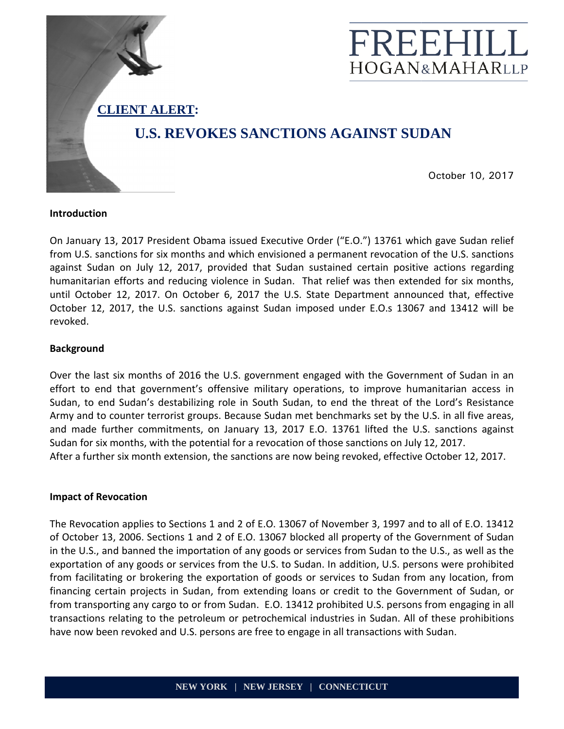FREEHILL HOGAN&MAHAR LLP

**CLIENT ALERT:**

# U.S. REVOKES SANCTIONS AGAINST SUDAN

October 10, 2017

**Introduction**

On January 13, 2017 President Obama issued Executive Order ("E.O.") 13761 which gave Sudan relief from U.S. sanctions for six months and which envisioned a permanent revocation of the U.S. sanctions against Sudan on July 12, 2017, provided that Sudan sustained certain positive actions regarding humanitarian efforts and reducing violence in Sudan. That relief was then extended for six months, until October 12, 2017. On October 6, 2017 the U.S. State Department announced that, effective October 12, 2017, the U.S. sanctions against Sudan imposed under E.O.s 13067 and 13412 will be revoked.

**Background**

Over the last six months of 2016 the U.S. government engaged with the Government of Sudan in an effort to end that government's offensive military operations, to improve humanitarian access in Sudan, to end Sudan's destabilizing role in South Sudan, to end the threat of the Lord's Resistance Army and to counter terrorist groups. Because Sudan met benchmarks set by the U.S. in all five areas, and made further commitments, on January 13, 2017 E.O. 13761 lifted the U.S. sanctions against Sudan for six months, with the potential for a revocation of those sanctions on July 12, 2017.
After a further six month extension, the sanctions are now being revoked, effective October 12, 2017.

**Impact of Revocation**

The Revocation applies to Sections 1 and 2 of E.O. 13067 of November 3, 1997 and to all of E.O. 13412 of October 13, 2006. Sections 1 and 2 of E.O. 13067 blocked all property of the Government of Sudan in the U.S., and banned the importation of any goods or services from Sudan to the U.S., as well as the exportation of any goods or services from the U.S. to Sudan. In addition, U.S. persons were prohibited from facilitating or brokering the exportation of goods or services to Sudan from any location, from financing certain projects in Sudan, from extending loans or credit to the Government of Sudan, or from transporting any cargo to or from Sudan. E.O. 13412 prohibited U.S. persons from engaging in all transactions relating to the petroleum or petrochemical industries in Sudan. All of these prohibitions have now been revoked and U.S. persons are free to engage in all transactions with Sudan.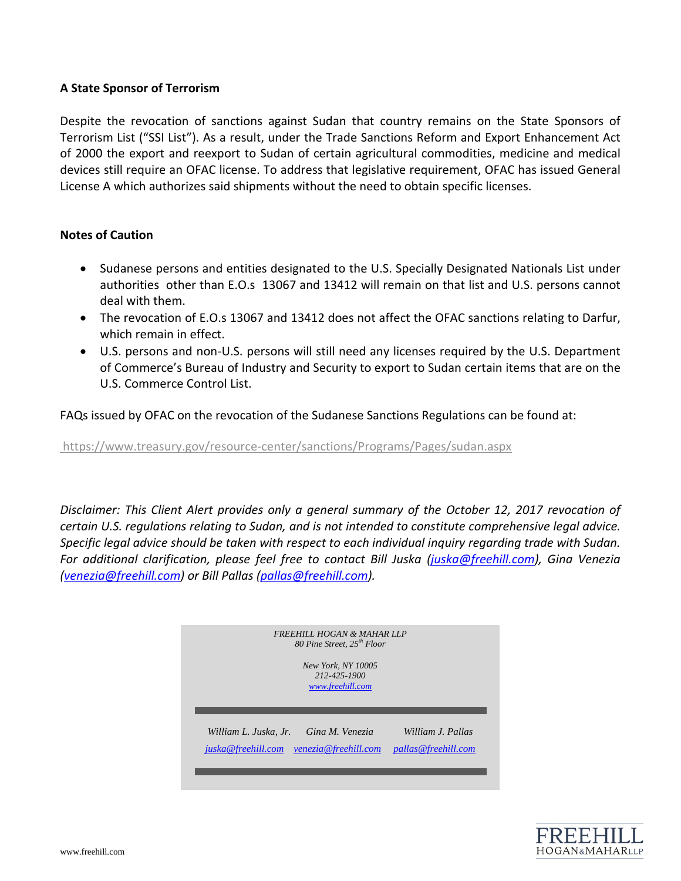**A State Sponsor of Terrorism**

Despite the revocation of sanctions against Sudan that country remains on the State Sponsors of Terrorism List ("SSI List"). As a result, under the Trade Sanctions Reform and Export Enhancement Act of 2000 the export and reexport to Sudan of certain agricultural commodities, medicine and medical devices still require an OFAC license. To address that legislative requirement, OFAC has issued General License A which authorizes said shipments without the need to obtain specific licenses.

**Notes of Caution**

- Sudanese persons and entities designated to the U.S. Specially Designated Nationals List under authorities other than E.O.s 13067 and 13412 will remain on that list and U.S. persons cannot deal with them.
- The revocation of E.O.s 13067 and 13412 does not affect the OFAC sanctions relating to Darfur, which remain in effect.
- U.S. persons and non-U.S. persons will still need any licenses required by the U.S. Department of Commerce's Bureau of Industry and Security to export to Sudan certain items that are on the U.S. Commerce Control List.

FAQs issued by OFAC on the revocation of the Sudanese Sanctions Regulations can be found at:

https://www.treasury.gov/resource-center/sanctions/Programs/Pages/sudan.aspx

*Disclaimer: This Client Alert provides only a general summary of the October 12, 2017 revocation of certain U.S. regulations relating to Sudan, and is not intended to constitute comprehensive legal advice. Specific legal advice should be taken with respect to each individual inquiry regarding trade with Sudan. For additional clarification, please feel free to contact Bill Juska (juska@freehill.com), Gina Venezia (venezia@freehill.com) or Bill Pallas (pallas@freehill.com).*

*FREEHILL HOGAN & MAHAR LLP*
*80 Pine Street, 25th Floor*

*New York, NY 10005*
*212-425-1900*
*www.freehill.com*

| | | |
|---|---|---|
| *William L. Juska, Jr.* | *Gina M. Venezia* | *William J. Pallas* |
| *juska@freehill.com* | *venezia@freehill.com* | *pallas@freehill.com* |